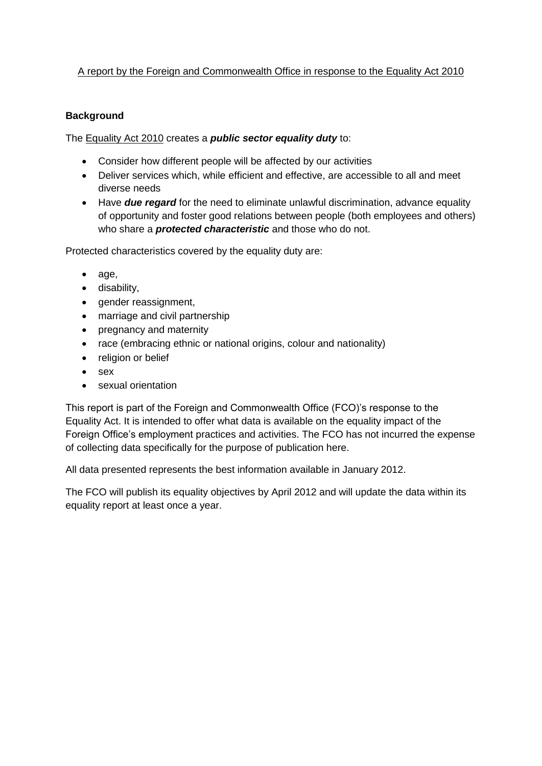A report by the Foreign and Commonwealth Office in response to the Equality Act 2010

**Background**

The Equality Act 2010 creates a ***public sector equality duty*** to:

- Consider how different people will be affected by our activities
- Deliver services which, while efficient and effective, are accessible to all and meet diverse needs
- Have ***due regard*** for the need to eliminate unlawful discrimination, advance equality of opportunity and foster good relations between people (both employees and others) who share a ***protected characteristic*** and those who do not.

Protected characteristics covered by the equality duty are:

- age,
- disability,
- gender reassignment,
- marriage and civil partnership
- pregnancy and maternity
- race (embracing ethnic or national origins, colour and nationality)
- religion or belief
- sex
- sexual orientation

This report is part of the Foreign and Commonwealth Office (FCO)'s response to the Equality Act. It is intended to offer what data is available on the equality impact of the Foreign Office's employment practices and activities. The FCO has not incurred the expense of collecting data specifically for the purpose of publication here.

All data presented represents the best information available in January 2012.

The FCO will publish its equality objectives by April 2012 and will update the data within its equality report at least once a year.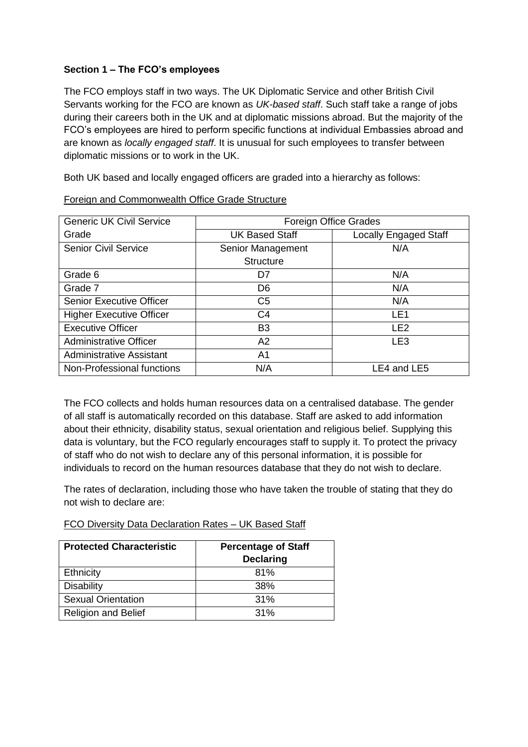**Section 1 – The FCO's employees**

The FCO employs staff in two ways. The UK Diplomatic Service and other British Civil Servants working for the FCO are known as *UK-based staff*. Such staff take a range of jobs during their careers both in the UK and at diplomatic missions abroad. But the majority of the FCO's employees are hired to perform specific functions at individual Embassies abroad and are known as *locally engaged staff*. It is unusual for such employees to transfer between diplomatic missions or to work in the UK.

Both UK based and locally engaged officers are graded into a hierarchy as follows:

Foreign and Commonwealth Office Grade Structure

| Generic UK Civil Service Grade | Foreign Office Grades | |
|---|---|---|
| | UK Based Staff | Locally Engaged Staff |
| Senior Civil Service | Senior Management Structure | N/A |
| Grade 6 | D7 | N/A |
| Grade 7 | D6 | N/A |
| Senior Executive Officer | C5 | N/A |
| Higher Executive Officer | C4 | LE1 |
| Executive Officer | B3 | LE2 |
| Administrative Officer | A2 | LE3 |
| Administrative Assistant | A1 | |
| Non-Professional functions | N/A | LE4 and LE5 |

The FCO collects and holds human resources data on a centralised database. The gender of all staff is automatically recorded on this database. Staff are asked to add information about their ethnicity, disability status, sexual orientation and religious belief. Supplying this data is voluntary, but the FCO regularly encourages staff to supply it. To protect the privacy of staff who do not wish to declare any of this personal information, it is possible for individuals to record on the human resources database that they do not wish to declare.

The rates of declaration, including those who have taken the trouble of stating that they do not wish to declare are:

FCO Diversity Data Declaration Rates – UK Based Staff

| **Protected Characteristic** | **Percentage of Staff Declaring** |
|---|---|
| Ethnicity | 81% |
| Disability | 38% |
| Sexual Orientation | 31% |
| Religion and Belief | 31% |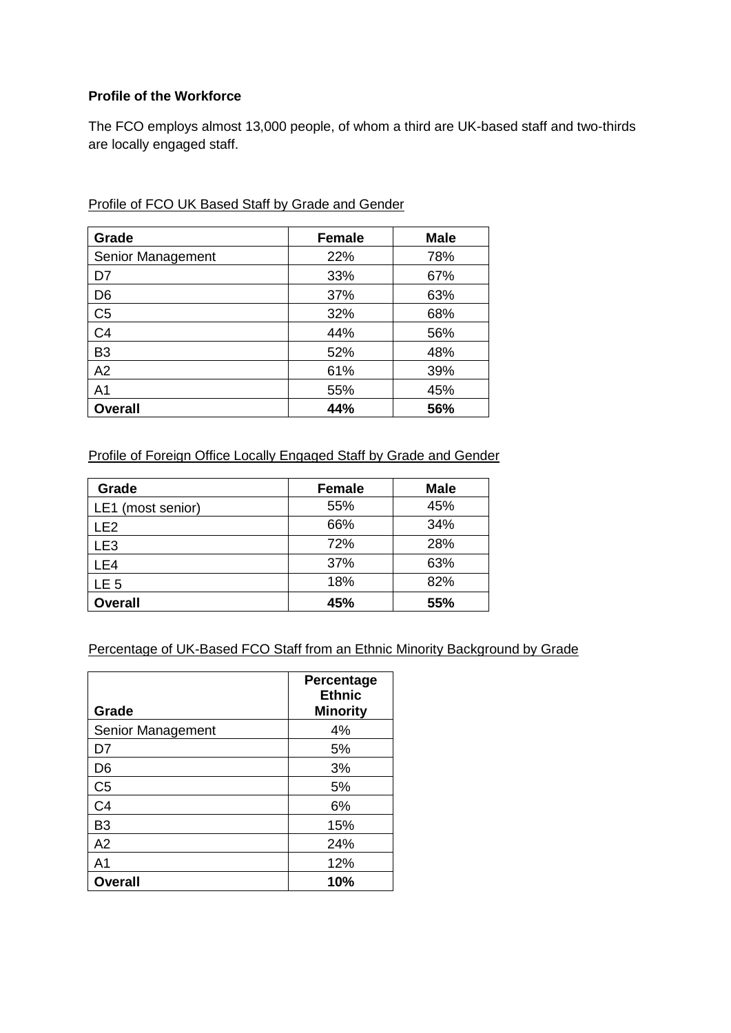**Profile of the Workforce**

The FCO employs almost 13,000 people, of whom a third are UK-based staff and two-thirds are locally engaged staff.

Profile of FCO UK Based Staff by Grade and Gender

| Grade | Female | Male |
|---|---|---|
| Senior Management | 22% | 78% |
| D7 | 33% | 67% |
| D6 | 37% | 63% |
| C5 | 32% | 68% |
| C4 | 44% | 56% |
| B3 | 52% | 48% |
| A2 | 61% | 39% |
| A1 | 55% | 45% |
| **Overall** | **44%** | **56%** |

Profile of Foreign Office Locally Engaged Staff by Grade and Gender

| Grade | Female | Male |
|---|---|---|
| LE1 (most senior) | 55% | 45% |
| LE2 | 66% | 34% |
| LE3 | 72% | 28% |
| LE4 | 37% | 63% |
| LE 5 | 18% | 82% |
| **Overall** | **45%** | **55%** |

Percentage of UK-Based FCO Staff from an Ethnic Minority Background by Grade

| Grade | Percentage Ethnic Minority |
|---|---|
| Senior Management | 4% |
| D7 | 5% |
| D6 | 3% |
| C5 | 5% |
| C4 | 6% |
| B3 | 15% |
| A2 | 24% |
| A1 | 12% |
| **Overall** | **10%** |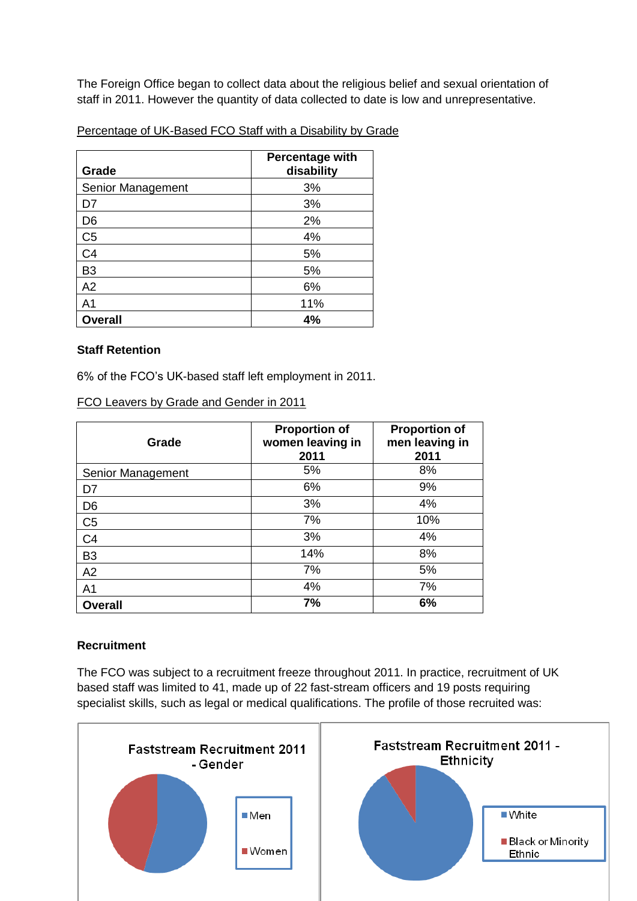The Foreign Office began to collect data about the religious belief and sexual orientation of staff in 2011. However the quantity of data collected to date is low and unrepresentative.

Percentage of UK-Based FCO Staff with a Disability by Grade

| Grade | Percentage with disability |
|---|---|
| Senior Management | 3% |
| D7 | 3% |
| D6 | 2% |
| C5 | 4% |
| C4 | 5% |
| B3 | 5% |
| A2 | 6% |
| A1 | 11% |
| **Overall** | **4%** |

### Staff Retention

6% of the FCO's UK-based staff left employment in 2011.

FCO Leavers by Grade and Gender in 2011

| Grade | Proportion of women leaving in 2011 | Proportion of men leaving in 2011 |
|---|---|---|
| Senior Management | 5% | 8% |
| D7 | 6% | 9% |
| D6 | 3% | 4% |
| C5 | 7% | 10% |
| C4 | 3% | 4% |
| B3 | 14% | 8% |
| A2 | 7% | 5% |
| A1 | 4% | 7% |
| **Overall** | **7%** | **6%** |

### Recruitment

The FCO was subject to a recruitment freeze throughout 2011. In practice, recruitment of UK based staff was limited to 41, made up of 22 fast-stream officers and 19 posts requiring specialist skills, such as legal or medical qualifications. The profile of those recruited was:

Faststream Recruitment 2011 - Gender

- Men
- Women

Faststream Recruitment 2011 - Ethnicity

- White
- Black or Minority Ethnic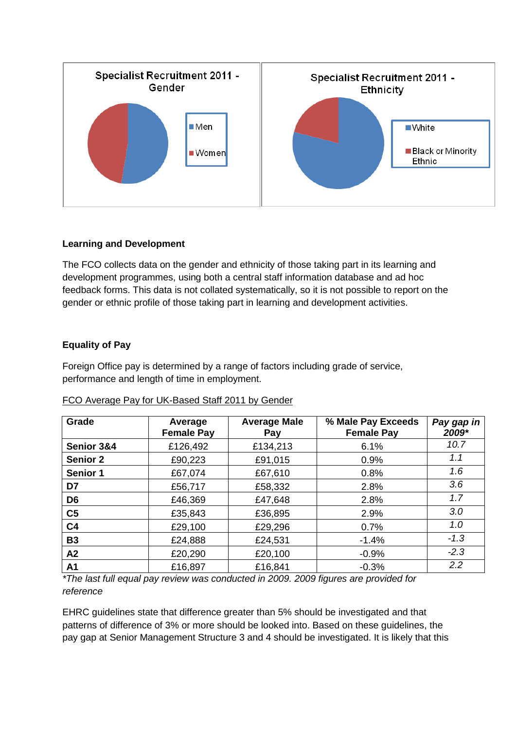Specialist Recruitment 2011 - Gender

- Men
- Women

Specialist Recruitment 2011 - Ethnicity

- White
- Black or Minority Ethnic

**Learning and Development**

The FCO collects data on the gender and ethnicity of those taking part in its learning and development programmes, using both a central staff information database and ad hoc feedback forms. This data is not collated systematically, so it is not possible to report on the gender or ethnic profile of those taking part in learning and development activities.

**Equality of Pay**

Foreign Office pay is determined by a range of factors including grade of service, performance and length of time in employment.

FCO Average Pay for UK-Based Staff 2011 by Gender

| Grade | Average Female Pay | Average Male Pay | % Male Pay Exceeds Female Pay | *Pay gap in 2009** |
|---|---|---|---|---|
| **Senior 3&4** | £126,492 | £134,213 | 6.1% | *10.7* |
| **Senior 2** | £90,223 | £91,015 | 0.9% | *1.1* |
| **Senior 1** | £67,074 | £67,610 | 0.8% | *1.6* |
| **D7** | £56,717 | £58,332 | 2.8% | *3.6* |
| **D6** | £46,369 | £47,648 | 2.8% | *1.7* |
| **C5** | £35,843 | £36,895 | 2.9% | *3.0* |
| **C4** | £29,100 | £29,296 | 0.7% | *1.0* |
| **B3** | £24,888 | £24,531 | -1.4% | *-1.3* |
| **A2** | £20,290 | £20,100 | -0.9% | *-2.3* |
| **A1** | £16,897 | £16,841 | -0.3% | *2.2* |

**The last full equal pay review was conducted in 2009. 2009 figures are provided for reference*

EHRC guidelines state that difference greater than 5% should be investigated and that patterns of difference of 3% or more should be looked into. Based on these guidelines, the pay gap at Senior Management Structure 3 and 4 should be investigated. It is likely that this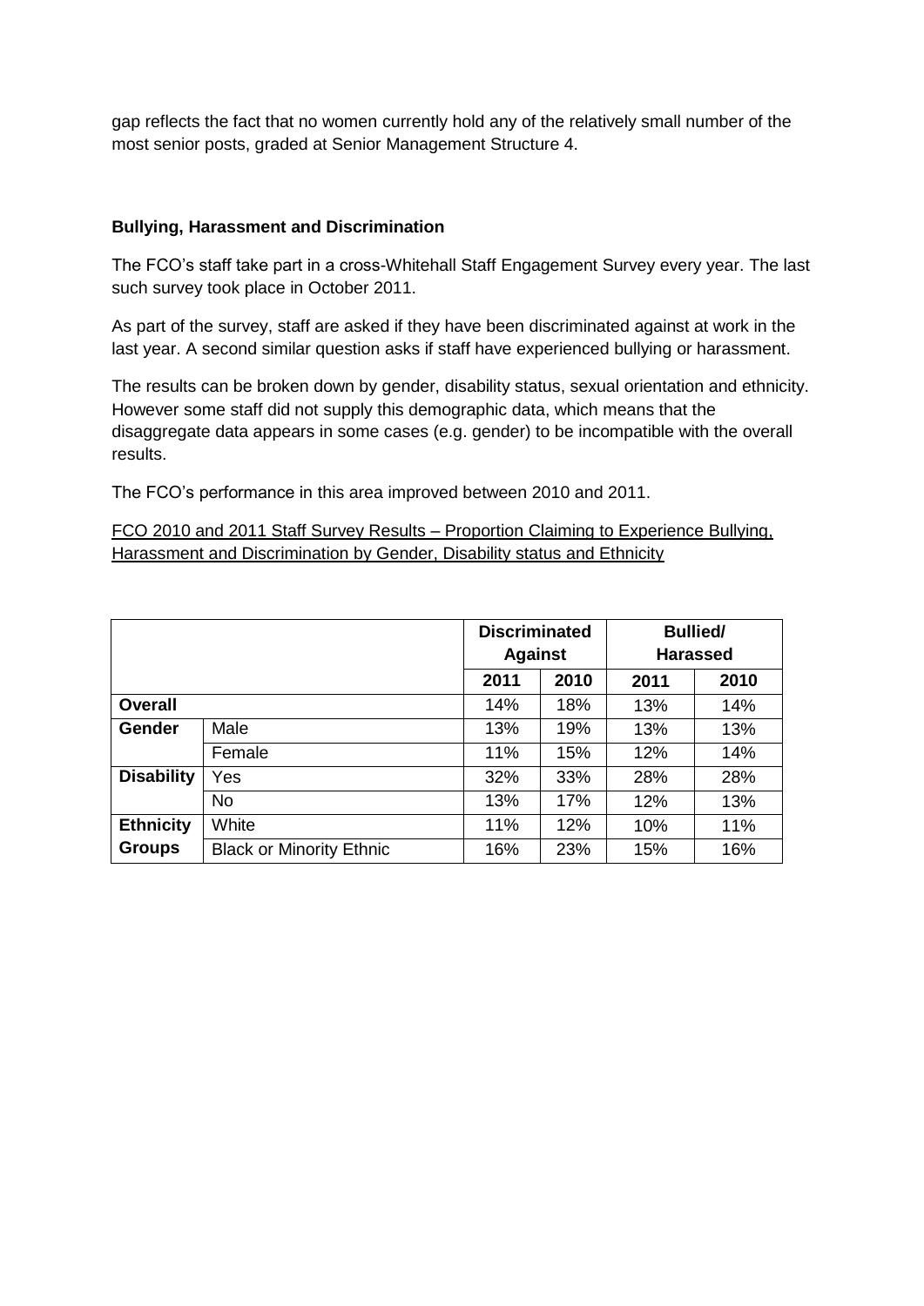gap reflects the fact that no women currently hold any of the relatively small number of the most senior posts, graded at Senior Management Structure 4.

**Bullying, Harassment and Discrimination**

The FCO's staff take part in a cross-Whitehall Staff Engagement Survey every year. The last such survey took place in October 2011.

As part of the survey, staff are asked if they have been discriminated against at work in the last year. A second similar question asks if staff have experienced bullying or harassment.

The results can be broken down by gender, disability status, sexual orientation and ethnicity. However some staff did not supply this demographic data, which means that the disaggregate data appears in some cases (e.g. gender) to be incompatible with the overall results.

The FCO's performance in this area improved between 2010 and 2011.

FCO 2010 and 2011 Staff Survey Results – Proportion Claiming to Experience Bullying, Harassment and Discrimination by Gender, Disability status and Ethnicity

| | | **Discriminated Against** | | **Bullied/ Harassed** | |
|---|---|---|---|---|---|
| | | **2011** | **2010** | **2011** | **2010** |
| **Overall** | | 14% | 18% | 13% | 14% |
| **Gender** | Male | 13% | 19% | 13% | 13% |
| | Female | 11% | 15% | 12% | 14% |
| **Disability** | Yes | 32% | 33% | 28% | 28% |
| | No | 13% | 17% | 12% | 13% |
| **Ethnicity Groups** | White | 11% | 12% | 10% | 11% |
| | Black or Minority Ethnic | 16% | 23% | 15% | 16% |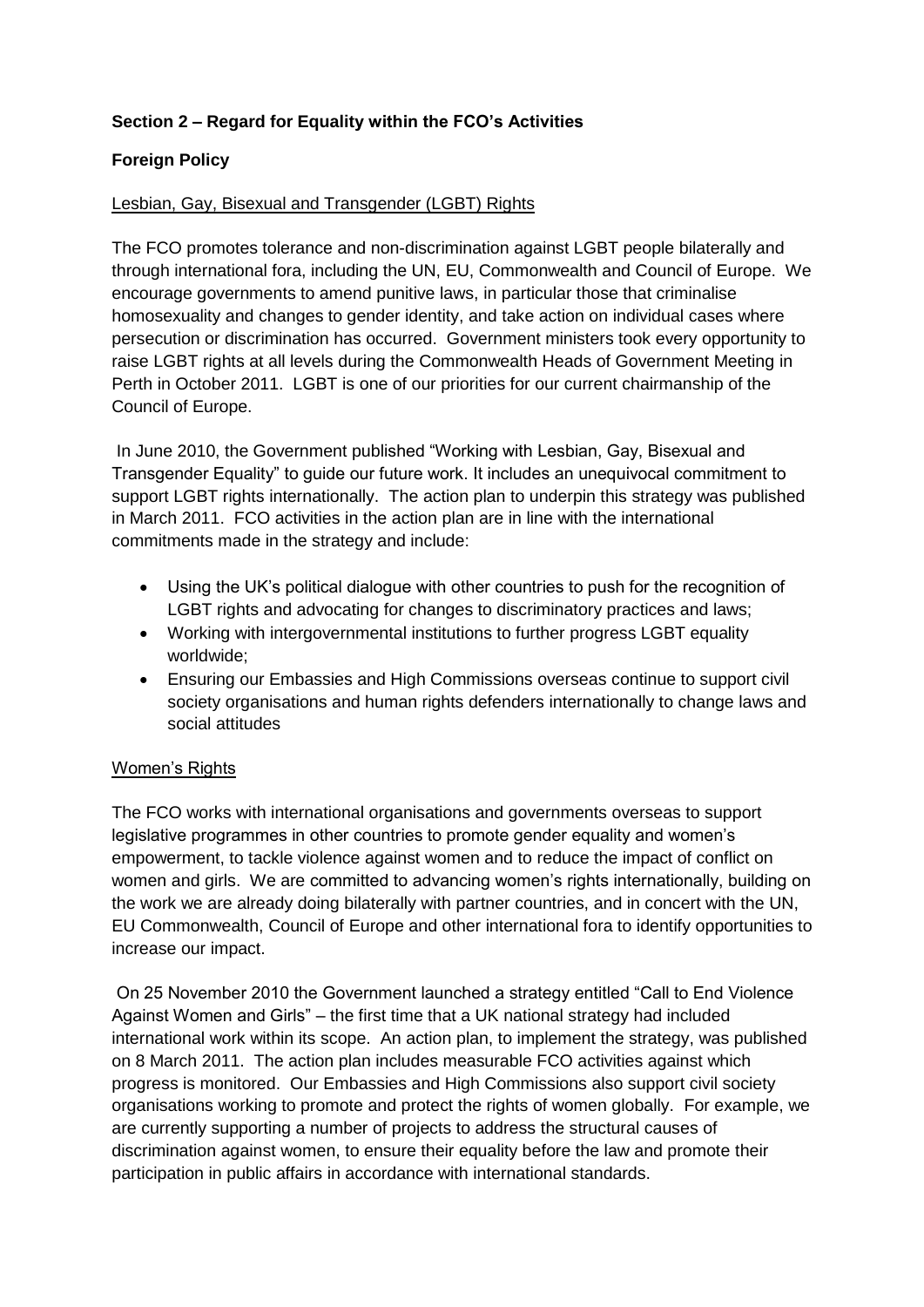**Section 2 – Regard for Equality within the FCO's Activities**

**Foreign Policy**

Lesbian, Gay, Bisexual and Transgender (LGBT) Rights

The FCO promotes tolerance and non-discrimination against LGBT people bilaterally and through international fora, including the UN, EU, Commonwealth and Council of Europe. We encourage governments to amend punitive laws, in particular those that criminalise homosexuality and changes to gender identity, and take action on individual cases where persecution or discrimination has occurred. Government ministers took every opportunity to raise LGBT rights at all levels during the Commonwealth Heads of Government Meeting in Perth in October 2011. LGBT is one of our priorities for our current chairmanship of the Council of Europe.

In June 2010, the Government published "Working with Lesbian, Gay, Bisexual and Transgender Equality" to guide our future work. It includes an unequivocal commitment to support LGBT rights internationally. The action plan to underpin this strategy was published in March 2011. FCO activities in the action plan are in line with the international commitments made in the strategy and include:

- Using the UK's political dialogue with other countries to push for the recognition of LGBT rights and advocating for changes to discriminatory practices and laws;
- Working with intergovernmental institutions to further progress LGBT equality worldwide;
- Ensuring our Embassies and High Commissions overseas continue to support civil society organisations and human rights defenders internationally to change laws and social attitudes

Women's Rights

The FCO works with international organisations and governments overseas to support legislative programmes in other countries to promote gender equality and women's empowerment, to tackle violence against women and to reduce the impact of conflict on women and girls. We are committed to advancing women's rights internationally, building on the work we are already doing bilaterally with partner countries, and in concert with the UN, EU Commonwealth, Council of Europe and other international fora to identify opportunities to increase our impact.

On 25 November 2010 the Government launched a strategy entitled "Call to End Violence Against Women and Girls" – the first time that a UK national strategy had included international work within its scope. An action plan, to implement the strategy, was published on 8 March 2011. The action plan includes measurable FCO activities against which progress is monitored. Our Embassies and High Commissions also support civil society organisations working to promote and protect the rights of women globally. For example, we are currently supporting a number of projects to address the structural causes of discrimination against women, to ensure their equality before the law and promote their participation in public affairs in accordance with international standards.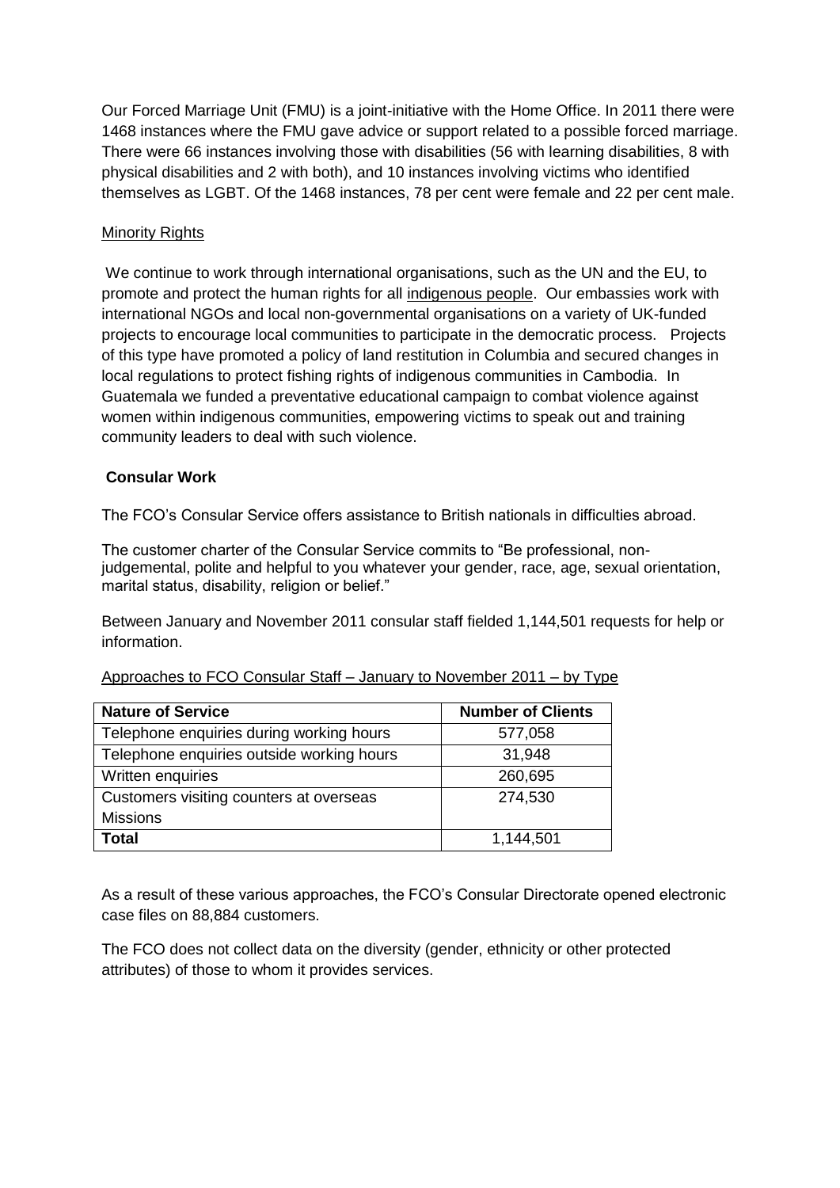Our Forced Marriage Unit (FMU) is a joint-initiative with the Home Office. In 2011 there were 1468 instances where the FMU gave advice or support related to a possible forced marriage. There were 66 instances involving those with disabilities (56 with learning disabilities, 8 with physical disabilities and 2 with both), and 10 instances involving victims who identified themselves as LGBT. Of the 1468 instances, 78 per cent were female and 22 per cent male.

Minority Rights

We continue to work through international organisations, such as the UN and the EU, to promote and protect the human rights for all indigenous people. Our embassies work with international NGOs and local non-governmental organisations on a variety of UK-funded projects to encourage local communities to participate in the democratic process. Projects of this type have promoted a policy of land restitution in Columbia and secured changes in local regulations to protect fishing rights of indigenous communities in Cambodia. In Guatemala we funded a preventative educational campaign to combat violence against women within indigenous communities, empowering victims to speak out and training community leaders to deal with such violence.

**Consular Work**

The FCO's Consular Service offers assistance to British nationals in difficulties abroad.

The customer charter of the Consular Service commits to "Be professional, non-judgemental, polite and helpful to you whatever your gender, race, age, sexual orientation, marital status, disability, religion or belief."

Between January and November 2011 consular staff fielded 1,144,501 requests for help or information.

Approaches to FCO Consular Staff – January to November 2011 – by Type

| Nature of Service | Number of Clients |
|---|---|
| Telephone enquiries during working hours | 577,058 |
| Telephone enquiries outside working hours | 31,948 |
| Written enquiries | 260,695 |
| Customers visiting counters at overseas Missions | 274,530 |
| **Total** | 1,144,501 |

As a result of these various approaches, the FCO's Consular Directorate opened electronic case files on 88,884 customers.

The FCO does not collect data on the diversity (gender, ethnicity or other protected attributes) of those to whom it provides services.